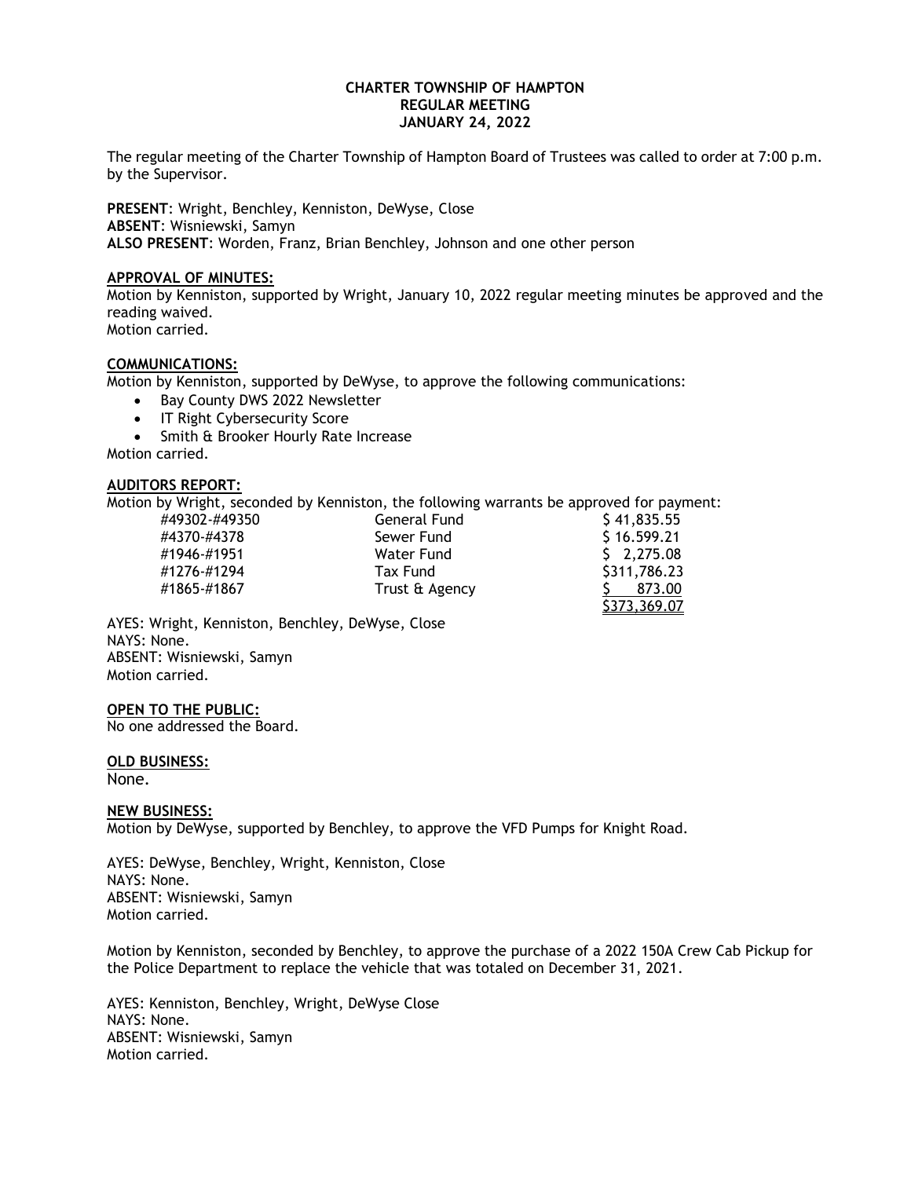# CHARTER TOWNSHIP OF HAMPTON
## REGULAR MEETING
## JANUARY 24, 2022

The regular meeting of the Charter Township of Hampton Board of Trustees was called to order at 7:00 p.m. by the Supervisor.

**PRESENT**: Wright, Benchley, Kenniston, DeWyse, Close
**ABSENT**: Wisniewski, Samyn
**ALSO PRESENT**: Worden, Franz, Brian Benchley, Johnson and one other person

**APPROVAL OF MINUTES:**

Motion by Kenniston, supported by Wright, January 10, 2022 regular meeting minutes be approved and the reading waived.
Motion carried.

**COMMUNICATIONS:**

Motion by Kenniston, supported by DeWyse, to approve the following communications:

- Bay County DWS 2022 Newsletter
- IT Right Cybersecurity Score
- Smith & Brooker Hourly Rate Increase

Motion carried.

**AUDITORS REPORT:**

Motion by Wright, seconded by Kenniston, the following warrants be approved for payment:

| | | |
|---|---|---|
| #49302-#49350 | General Fund | $ 41,835.55 |
| #4370-#4378 | Sewer Fund | $ 16.599.21 |
| #1946-#1951 | Water Fund | $ 2,275.08 |
| #1276-#1294 | Tax Fund | $311,786.23 |
| #1865-#1867 | Trust & Agency | $ 873.00 |
| | | $373,369.07 |

AYES: Wright, Kenniston, Benchley, DeWyse, Close
NAYS: None.
ABSENT: Wisniewski, Samyn
Motion carried.

**OPEN TO THE PUBLIC:**

No one addressed the Board.

**OLD BUSINESS:**

None.

**NEW BUSINESS:**

Motion by DeWyse, supported by Benchley, to approve the VFD Pumps for Knight Road.

AYES: DeWyse, Benchley, Wright, Kenniston, Close
NAYS: None.
ABSENT: Wisniewski, Samyn
Motion carried.

Motion by Kenniston, seconded by Benchley, to approve the purchase of a 2022 150A Crew Cab Pickup for the Police Department to replace the vehicle that was totaled on December 31, 2021.

AYES: Kenniston, Benchley, Wright, DeWyse Close
NAYS: None.
ABSENT: Wisniewski, Samyn
Motion carried.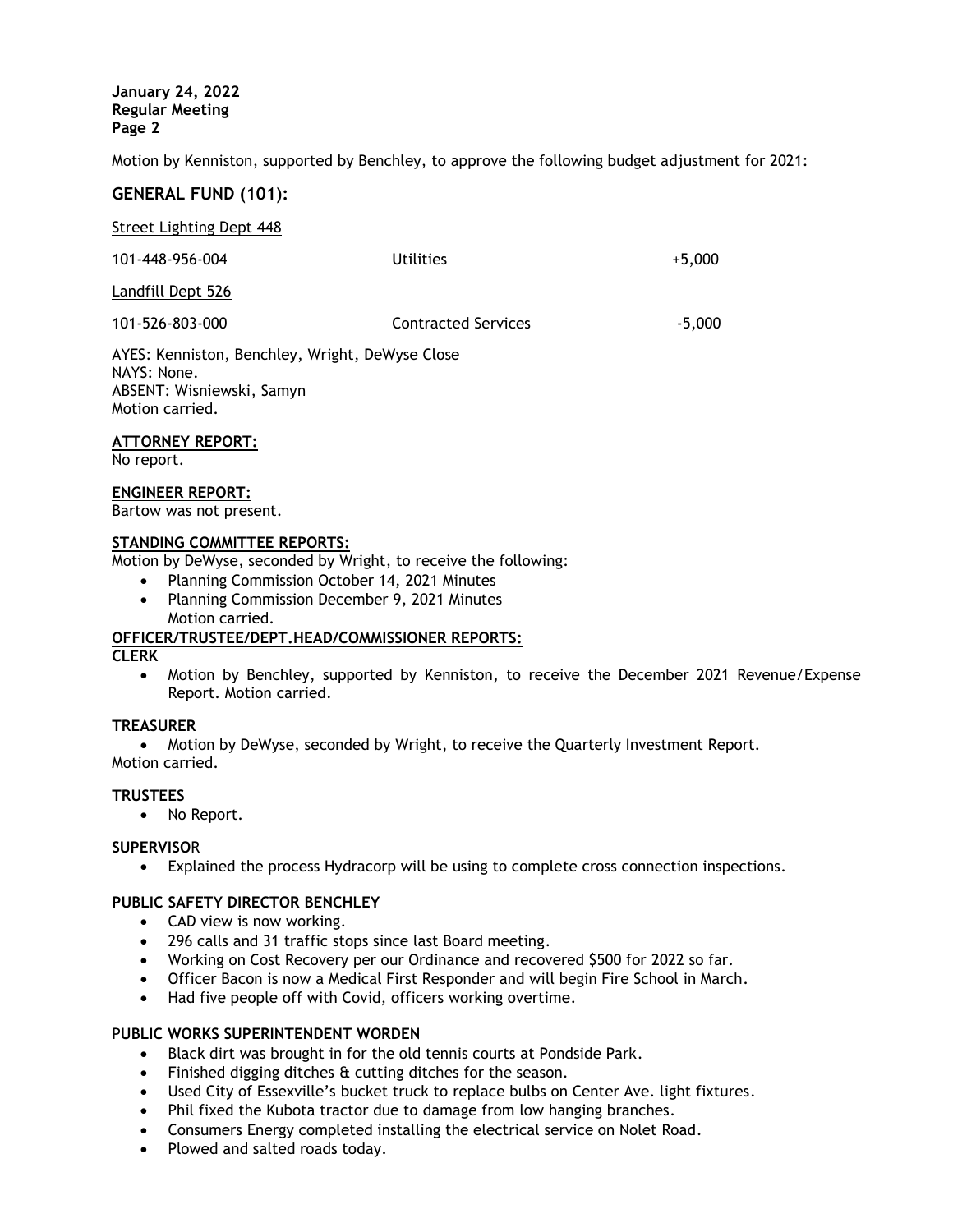Motion by Kenniston, supported by Benchley, to approve the following budget adjustment for 2021:

## GENERAL FUND (101):

Street Lighting Dept 448

| | | |
|---|---|---|
| 101-448-956-004 | Utilities | +5,000 |

Landfill Dept 526

| | | |
|---|---|---|
| 101-526-803-000 | Contracted Services | -5,000 |

AYES: Kenniston, Benchley, Wright, DeWyse Close
NAYS: None.
ABSENT: Wisniewski, Samyn
Motion carried.

**ATTORNEY REPORT:**
No report.

**ENGINEER REPORT:**
Bartow was not present.

**STANDING COMMITTEE REPORTS:**
Motion by DeWyse, seconded by Wright, to receive the following:

- Planning Commission October 14, 2021 Minutes
- Planning Commission December 9, 2021 Minutes
  Motion carried.

**OFFICER/TRUSTEE/DEPT.HEAD/COMMISSIONER REPORTS:**

**CLERK**

- Motion by Benchley, supported by Kenniston, to receive the December 2021 Revenue/Expense Report. Motion carried.

**TREASURER**

- Motion by DeWyse, seconded by Wright, to receive the Quarterly Investment Report.

Motion carried.

**TRUSTEES**

- No Report.

**SUPERVISOR**

- Explained the process Hydracorp will be using to complete cross connection inspections.

**PUBLIC SAFETY DIRECTOR BENCHLEY**

- CAD view is now working.
- 296 calls and 31 traffic stops since last Board meeting.
- Working on Cost Recovery per our Ordinance and recovered $500 for 2022 so far.
- Officer Bacon is now a Medical First Responder and will begin Fire School in March.
- Had five people off with Covid, officers working overtime.

**PUBLIC WORKS SUPERINTENDENT WORDEN**

- Black dirt was brought in for the old tennis courts at Pondside Park.
- Finished digging ditches & cutting ditches for the season.
- Used City of Essexville's bucket truck to replace bulbs on Center Ave. light fixtures.
- Phil fixed the Kubota tractor due to damage from low hanging branches.
- Consumers Energy completed installing the electrical service on Nolet Road.
- Plowed and salted roads today.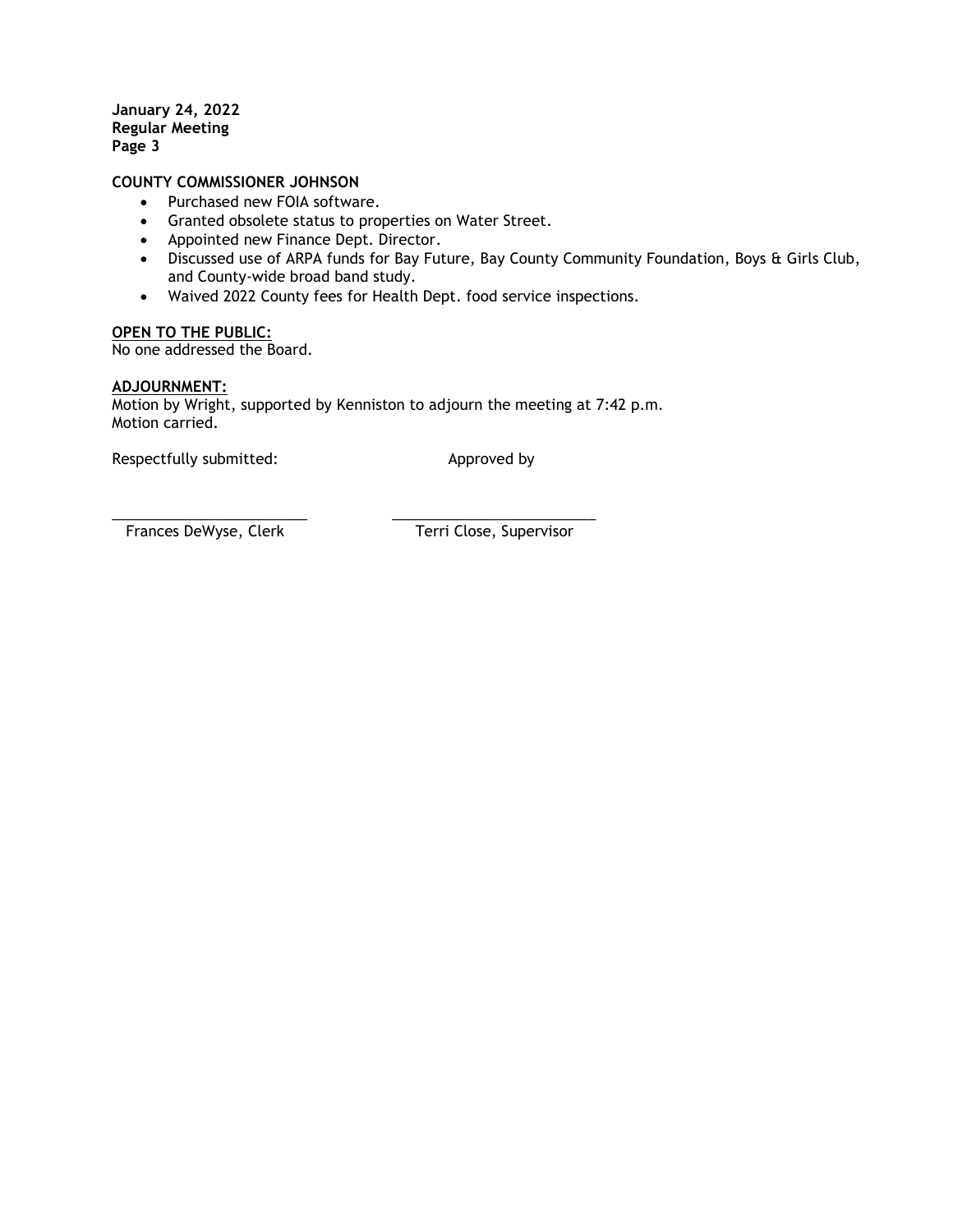**COUNTY COMMISSIONER JOHNSON**

- Purchased new FOIA software.
- Granted obsolete status to properties on Water Street.
- Appointed new Finance Dept. Director.
- Discussed use of ARPA funds for Bay Future, Bay County Community Foundation, Boys & Girls Club, and County-wide broad band study.
- Waived 2022 County fees for Health Dept. food service inspections.

**OPEN TO THE PUBLIC:**
No one addressed the Board.

**ADJOURNMENT:**
Motion by Wright, supported by Kenniston to adjourn the meeting at 7:42 p.m.
Motion carried.

Respectfully submitted: Approved by

_________________________ _________________________

Frances DeWyse, Clerk Terri Close, Supervisor